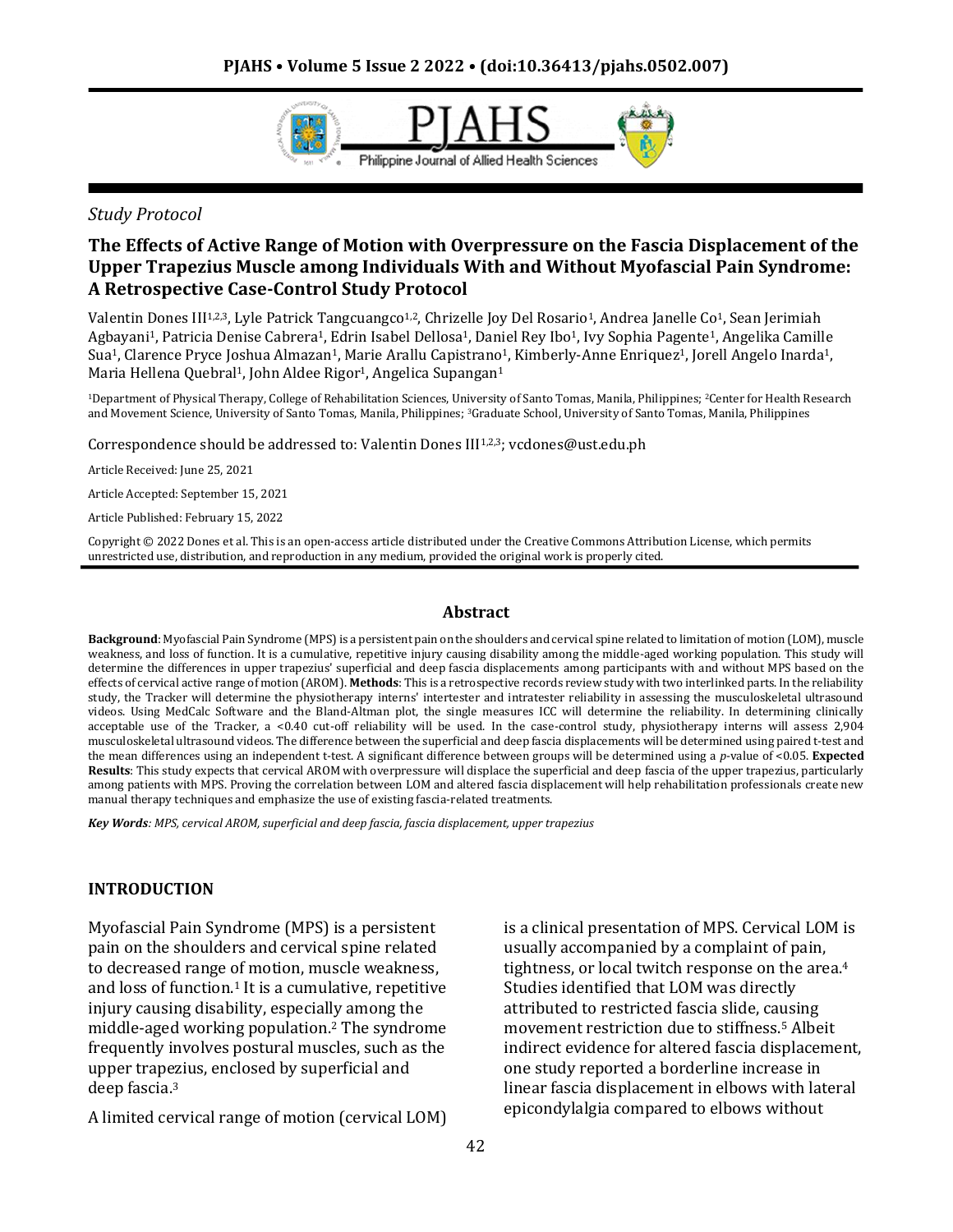*Study Protocol*

# The Effects of Active Range of Motion with Overpressure on the Fascia Displacement of the Upper Trapezius Muscle among Individuals With and Without Myofascial Pain Syndrome: A Retrospective Case-Control Study Protocol

Valentin Dones III[1,2,3], Lyle Patrick Tangcuangco[1,2], Chrizelle Joy Del Rosario[1], Andrea Janelle Co[1], Sean Jerimiah Agbayani[1], Patricia Denise Cabrera[1], Edrin Isabel Dellosa[1], Daniel Rey Ibo[1], Ivy Sophia Pagente[1], Angelika Camille Sua[1], Clarence Pryce Joshua Almazan[1], Marie Arallu Capistrano[1], Kimberly-Anne Enriquez[1], Jorell Angelo Inarda[1], Maria Hellena Quebral[1], John Aldee Rigor[1], Angelica Supangan[1]

[1]Department of Physical Therapy, College of Rehabilitation Sciences, University of Santo Tomas, Manila, Philippines; [2]Center for Health Research and Movement Science, University of Santo Tomas, Manila, Philippines; [3]Graduate School, University of Santo Tomas, Manila, Philippines

Correspondence should be addressed to: Valentin Dones III[1,2,3]; vcdones@ust.edu.ph

Article Received: June 25, 2021

Article Accepted: September 15, 2021

Article Published: February 15, 2022

Copyright © 2022 Dones et al. This is an open-access article distributed under the Creative Commons Attribution License, which permits unrestricted use, distribution, and reproduction in any medium, provided the original work is properly cited.

## Abstract

**Background**: Myofascial Pain Syndrome (MPS) is a persistent pain on the shoulders and cervical spine related to limitation of motion (LOM), muscle weakness, and loss of function. It is a cumulative, repetitive injury causing disability among the middle-aged working population. This study will determine the differences in upper trapezius' superficial and deep fascia displacements among participants with and without MPS based on the effects of cervical active range of motion (AROM). **Methods**: This is a retrospective records review study with two interlinked parts. In the reliability study, the Tracker will determine the physiotherapy interns' intertester and intratester reliability in assessing the musculoskeletal ultrasound videos. Using MedCalc Software and the Bland-Altman plot, the single measures ICC will determine the reliability. In determining clinically acceptable use of the Tracker, a <0.40 cut-off reliability will be used. In the case-control study, physiotherapy interns will assess 2,904 musculoskeletal ultrasound videos. The difference between the superficial and deep fascia displacements will be determined using paired t-test and the mean differences using an independent t-test. A significant difference between groups will be determined using a *p*-value of <0.05. **Expected Results**: This study expects that cervical AROM with overpressure will displace the superficial and deep fascia of the upper trapezius, particularly among patients with MPS. Proving the correlation between LOM and altered fascia displacement will help rehabilitation professionals create new manual therapy techniques and emphasize the use of existing fascia-related treatments.

***Key Words****: MPS, cervical AROM, superficial and deep fascia, fascia displacement, upper trapezius*

## INTRODUCTION

Myofascial Pain Syndrome (MPS) is a persistent pain on the shoulders and cervical spine related to decreased range of motion, muscle weakness, and loss of function.[1] It is a cumulative, repetitive injury causing disability, especially among the middle-aged working population.[2] The syndrome frequently involves postural muscles, such as the upper trapezius, enclosed by superficial and deep fascia.[3]

A limited cervical range of motion (cervical LOM) is a clinical presentation of MPS. Cervical LOM is usually accompanied by a complaint of pain, tightness, or local twitch response on the area.[4] Studies identified that LOM was directly attributed to restricted fascia slide, causing movement restriction due to stiffness.[5] Albeit indirect evidence for altered fascia displacement, one study reported a borderline increase in linear fascia displacement in elbows with lateral epicondylalgia compared to elbows without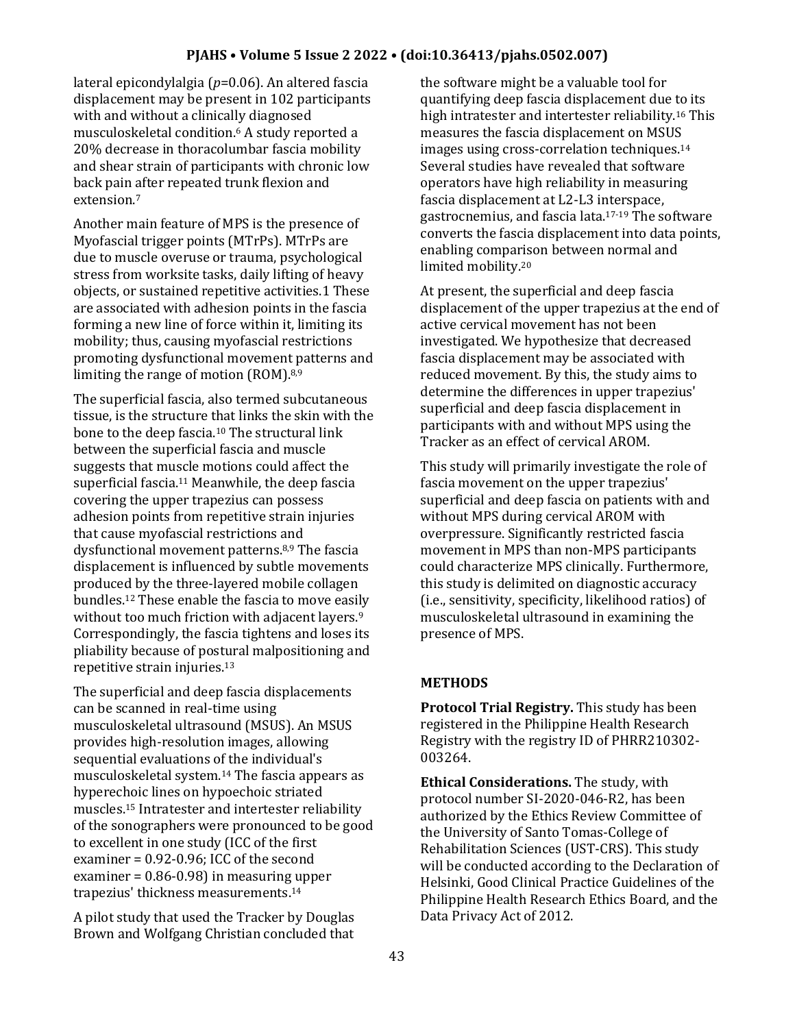lateral epicondylalgia ($p$=0.06). An altered fascia displacement may be present in 102 participants with and without a clinically diagnosed musculoskeletal condition.[6] A study reported a 20% decrease in thoracolumbar fascia mobility and shear strain of participants with chronic low back pain after repeated trunk flexion and extension.[7]

Another main feature of MPS is the presence of Myofascial trigger points (MTrPs). MTrPs are due to muscle overuse or trauma, psychological stress from worksite tasks, daily lifting of heavy objects, or sustained repetitive activities.1 These are associated with adhesion points in the fascia forming a new line of force within it, limiting its mobility; thus, causing myofascial restrictions promoting dysfunctional movement patterns and limiting the range of motion (ROM).[8,9]

The superficial fascia, also termed subcutaneous tissue, is the structure that links the skin with the bone to the deep fascia.[10] The structural link between the superficial fascia and muscle suggests that muscle motions could affect the superficial fascia.[11] Meanwhile, the deep fascia covering the upper trapezius can possess adhesion points from repetitive strain injuries that cause myofascial restrictions and dysfunctional movement patterns.[8,9] The fascia displacement is influenced by subtle movements produced by the three-layered mobile collagen bundles.[12] These enable the fascia to move easily without too much friction with adjacent layers.[9] Correspondingly, the fascia tightens and loses its pliability because of postural malpositioning and repetitive strain injuries.[13]

The superficial and deep fascia displacements can be scanned in real-time using musculoskeletal ultrasound (MSUS). An MSUS provides high-resolution images, allowing sequential evaluations of the individual's musculoskeletal system.[14] The fascia appears as hyperechoic lines on hypoechoic striated muscles.[15] Intratester and intertester reliability of the sonographers were pronounced to be good to excellent in one study (ICC of the first examiner = 0.92-0.96; ICC of the second examiner = 0.86-0.98) in measuring upper trapezius' thickness measurements.[14]

A pilot study that used the Tracker by Douglas Brown and Wolfgang Christian concluded that the software might be a valuable tool for quantifying deep fascia displacement due to its high intratester and intertester reliability.[16] This measures the fascia displacement on MSUS images using cross-correlation techniques.[14] Several studies have revealed that software operators have high reliability in measuring fascia displacement at L2-L3 interspace, gastrocnemius, and fascia lata.[17-19] The software converts the fascia displacement into data points, enabling comparison between normal and limited mobility.[20]

At present, the superficial and deep fascia displacement of the upper trapezius at the end of active cervical movement has not been investigated. We hypothesize that decreased fascia displacement may be associated with reduced movement. By this, the study aims to determine the differences in upper trapezius' superficial and deep fascia displacement in participants with and without MPS using the Tracker as an effect of cervical AROM.

This study will primarily investigate the role of fascia movement on the upper trapezius' superficial and deep fascia on patients with and without MPS during cervical AROM with overpressure. Significantly restricted fascia movement in MPS than non-MPS participants could characterize MPS clinically. Furthermore, this study is delimited on diagnostic accuracy (i.e., sensitivity, specificity, likelihood ratios) of musculoskeletal ultrasound in examining the presence of MPS.

## METHODS

**Protocol Trial Registry.** This study has been registered in the Philippine Health Research Registry with the registry ID of PHRR210302-003264.

**Ethical Considerations.** The study, with protocol number SI-2020-046-R2, has been authorized by the Ethics Review Committee of the University of Santo Tomas-College of Rehabilitation Sciences (UST-CRS). This study will be conducted according to the Declaration of Helsinki, Good Clinical Practice Guidelines of the Philippine Health Research Ethics Board, and the Data Privacy Act of 2012.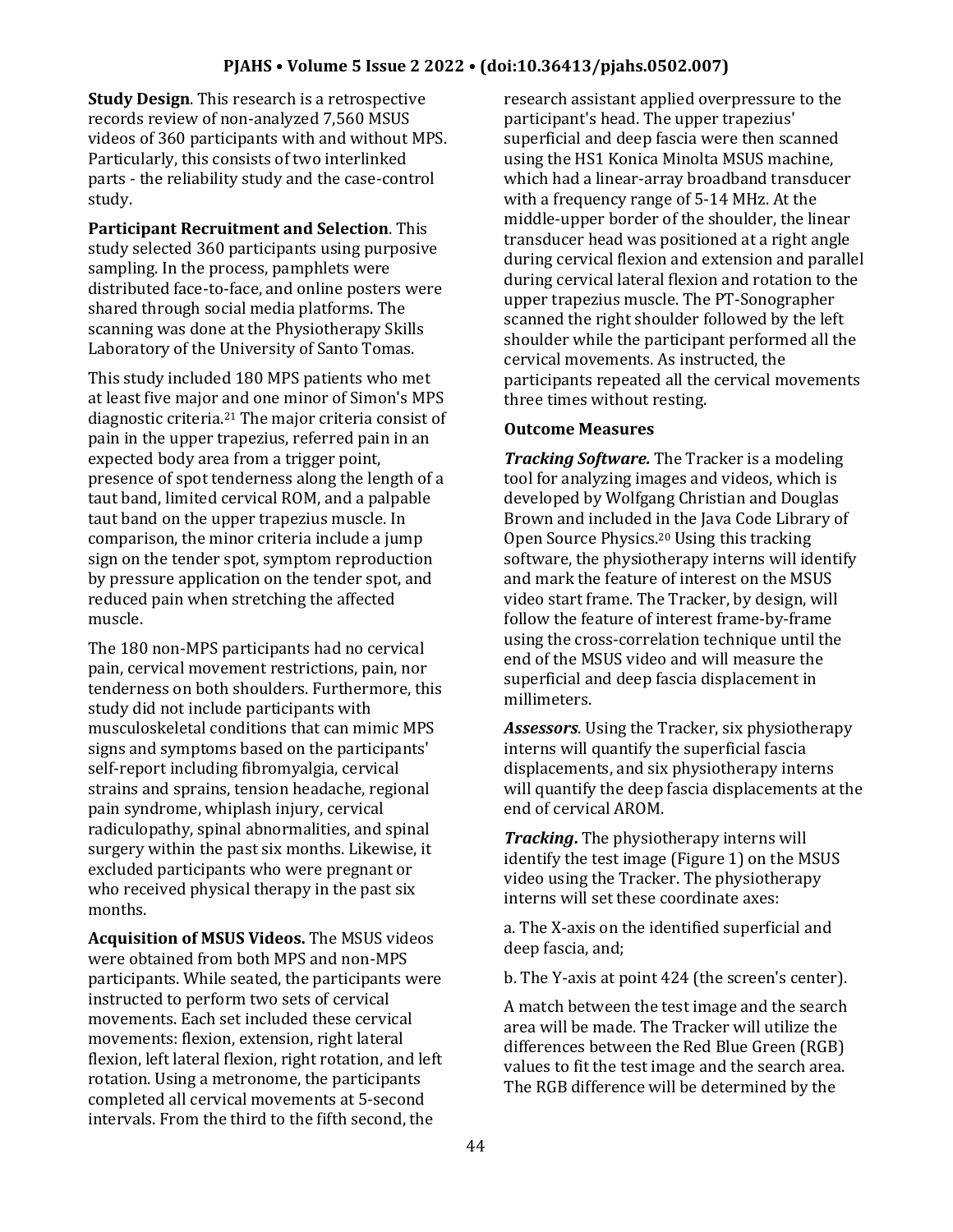**Study Design**. This research is a retrospective records review of non-analyzed 7,560 MSUS videos of 360 participants with and without MPS. Particularly, this consists of two interlinked parts - the reliability study and the case-control study.

**Participant Recruitment and Selection**. This study selected 360 participants using purposive sampling. In the process, pamphlets were distributed face-to-face, and online posters were shared through social media platforms. The scanning was done at the Physiotherapy Skills Laboratory of the University of Santo Tomas.

This study included 180 MPS patients who met at least five major and one minor of Simon's MPS diagnostic criteria.[21] The major criteria consist of pain in the upper trapezius, referred pain in an expected body area from a trigger point, presence of spot tenderness along the length of a taut band, limited cervical ROM, and a palpable taut band on the upper trapezius muscle. In comparison, the minor criteria include a jump sign on the tender spot, symptom reproduction by pressure application on the tender spot, and reduced pain when stretching the affected muscle.

The 180 non-MPS participants had no cervical pain, cervical movement restrictions, pain, nor tenderness on both shoulders. Furthermore, this study did not include participants with musculoskeletal conditions that can mimic MPS signs and symptoms based on the participants' self-report including fibromyalgia, cervical strains and sprains, tension headache, regional pain syndrome, whiplash injury, cervical radiculopathy, spinal abnormalities, and spinal surgery within the past six months. Likewise, it excluded participants who were pregnant or who received physical therapy in the past six months.

**Acquisition of MSUS Videos.** The MSUS videos were obtained from both MPS and non-MPS participants. While seated, the participants were instructed to perform two sets of cervical movements. Each set included these cervical movements: flexion, extension, right lateral flexion, left lateral flexion, right rotation, and left rotation. Using a metronome, the participants completed all cervical movements at 5-second intervals. From the third to the fifth second, the research assistant applied overpressure to the participant's head. The upper trapezius' superficial and deep fascia were then scanned using the HS1 Konica Minolta MSUS machine, which had a linear-array broadband transducer with a frequency range of 5-14 MHz. At the middle-upper border of the shoulder, the linear transducer head was positioned at a right angle during cervical flexion and extension and parallel during cervical lateral flexion and rotation to the upper trapezius muscle. The PT-Sonographer scanned the right shoulder followed by the left shoulder while the participant performed all the cervical movements. As instructed, the participants repeated all the cervical movements three times without resting.

**Outcome Measures**

***Tracking Software.*** The Tracker is a modeling tool for analyzing images and videos, which is developed by Wolfgang Christian and Douglas Brown and included in the Java Code Library of Open Source Physics.[20] Using this tracking software, the physiotherapy interns will identify and mark the feature of interest on the MSUS video start frame. The Tracker, by design, will follow the feature of interest frame-by-frame using the cross-correlation technique until the end of the MSUS video and will measure the superficial and deep fascia displacement in millimeters.

***Assessors***. Using the Tracker, six physiotherapy interns will quantify the superficial fascia displacements, and six physiotherapy interns will quantify the deep fascia displacements at the end of cervical AROM.

***Tracking***. The physiotherapy interns will identify the test image (Figure 1) on the MSUS video using the Tracker. The physiotherapy interns will set these coordinate axes:

a. The X-axis on the identified superficial and deep fascia, and;

b. The Y-axis at point 424 (the screen's center).

A match between the test image and the search area will be made. The Tracker will utilize the differences between the Red Blue Green (RGB) values to fit the test image and the search area. The RGB difference will be determined by the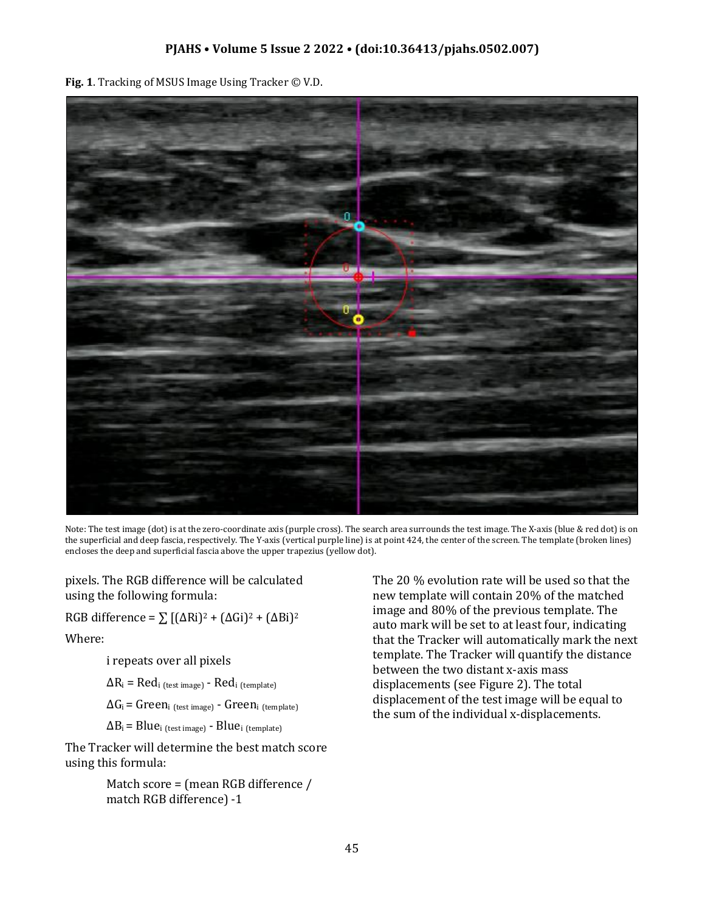**Fig. 1**. Tracking of MSUS Image Using Tracker © V.D.

Note: The test image (dot) is at the zero-coordinate axis (purple cross). The search area surrounds the test image. The X-axis (blue & red dot) is on the superficial and deep fascia, respectively. The Y-axis (vertical purple line) is at point 424, the center of the screen. The template (broken lines) encloses the deep and superficial fascia above the upper trapezius (yellow dot).

pixels. The RGB difference will be calculated using the following formula:

RGB difference = $\sum [(\Delta R_i)^2 + (\Delta G_i)^2 + (\Delta B_i)^2$

Where:

i repeats over all pixels

$\Delta R_i = \text{Red}_{i\ (\text{test image})} - \text{Red}_{i\ (\text{template})}$

$\Delta G_i = \text{Green}_{i\ (\text{test image})} - \text{Green}_{i\ (\text{template})}$

$\Delta B_i = \text{Blue}_{i\ (\text{test image})} - \text{Blue}_{i\ (\text{template})}$

The Tracker will determine the best match score using this formula:

Match score = (mean RGB difference / match RGB difference) -1

The 20 % evolution rate will be used so that the new template will contain 20% of the matched image and 80% of the previous template. The auto mark will be set to at least four, indicating that the Tracker will automatically mark the next template. The Tracker will quantify the distance between the two distant x-axis mass displacements (see Figure 2). The total displacement of the test image will be equal to the sum of the individual x-displacements.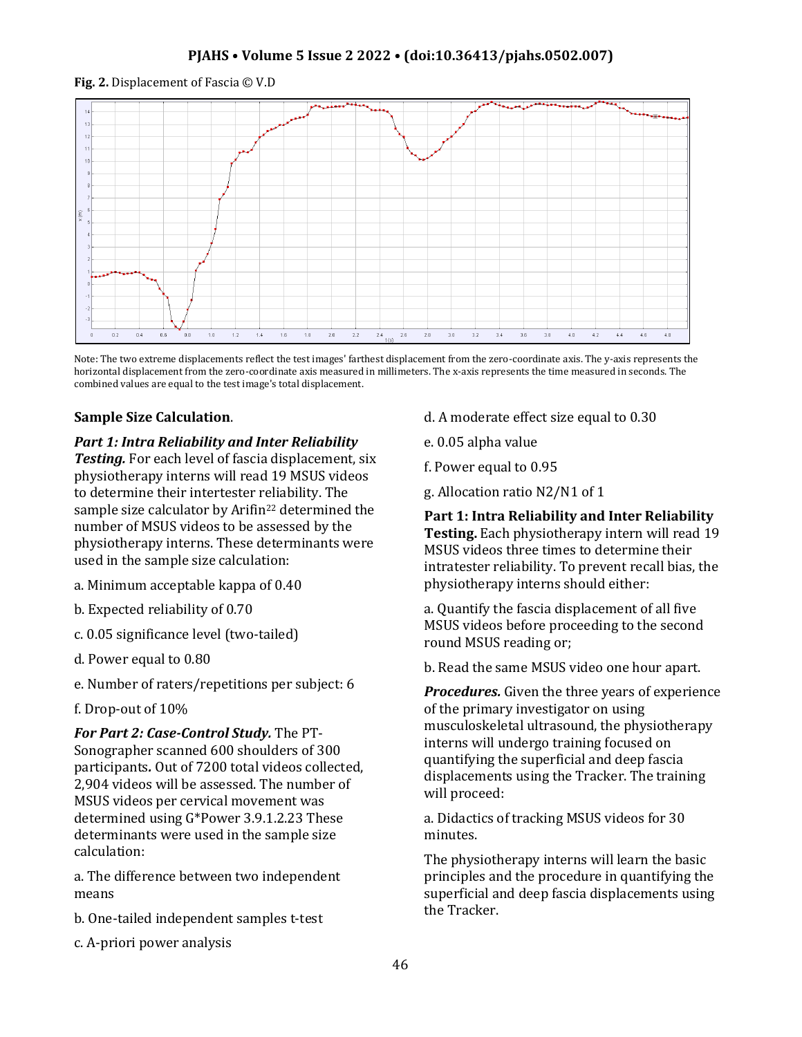**Fig. 2.** Displacement of Fascia © V.D

Note: The two extreme displacements reflect the test images' farthest displacement from the zero-coordinate axis. The y-axis represents the horizontal displacement from the zero-coordinate axis measured in millimeters. The x-axis represents the time measured in seconds. The combined values are equal to the test image's total displacement.

**Sample Size Calculation**.

***Part 1: Intra Reliability and Inter Reliability Testing.*** For each level of fascia displacement, six physiotherapy interns will read 19 MSUS videos to determine their intertester reliability. The sample size calculator by Arifin[22] determined the number of MSUS videos to be assessed by the physiotherapy interns. These determinants were used in the sample size calculation:

a. Minimum acceptable kappa of 0.40

b. Expected reliability of 0.70

c. 0.05 significance level (two-tailed)

d. Power equal to 0.80

e. Number of raters/repetitions per subject: 6

f. Drop-out of 10%

***For Part 2: Case-Control Study.*** The PT-Sonographer scanned 600 shoulders of 300 participants. Out of 7200 total videos collected, 2,904 videos will be assessed. The number of MSUS videos per cervical movement was determined using G*Power 3.9.1.2.[23] These determinants were used in the sample size calculation:

a. The difference between two independent means

b. One-tailed independent samples t-test

c. A-priori power analysis

d. A moderate effect size equal to 0.30

e. 0.05 alpha value

f. Power equal to 0.95

g. Allocation ratio N2/N1 of 1

**Part 1: Intra Reliability and Inter Reliability Testing.** Each physiotherapy intern will read 19 MSUS videos three times to determine their intratester reliability. To prevent recall bias, the physiotherapy interns should either:

a. Quantify the fascia displacement of all five MSUS videos before proceeding to the second round MSUS reading or;

b. Read the same MSUS video one hour apart.

***Procedures.*** Given the three years of experience of the primary investigator on using musculoskeletal ultrasound, the physiotherapy interns will undergo training focused on quantifying the superficial and deep fascia displacements using the Tracker. The training will proceed:

a. Didactics of tracking MSUS videos for 30 minutes.

The physiotherapy interns will learn the basic principles and the procedure in quantifying the superficial and deep fascia displacements using the Tracker.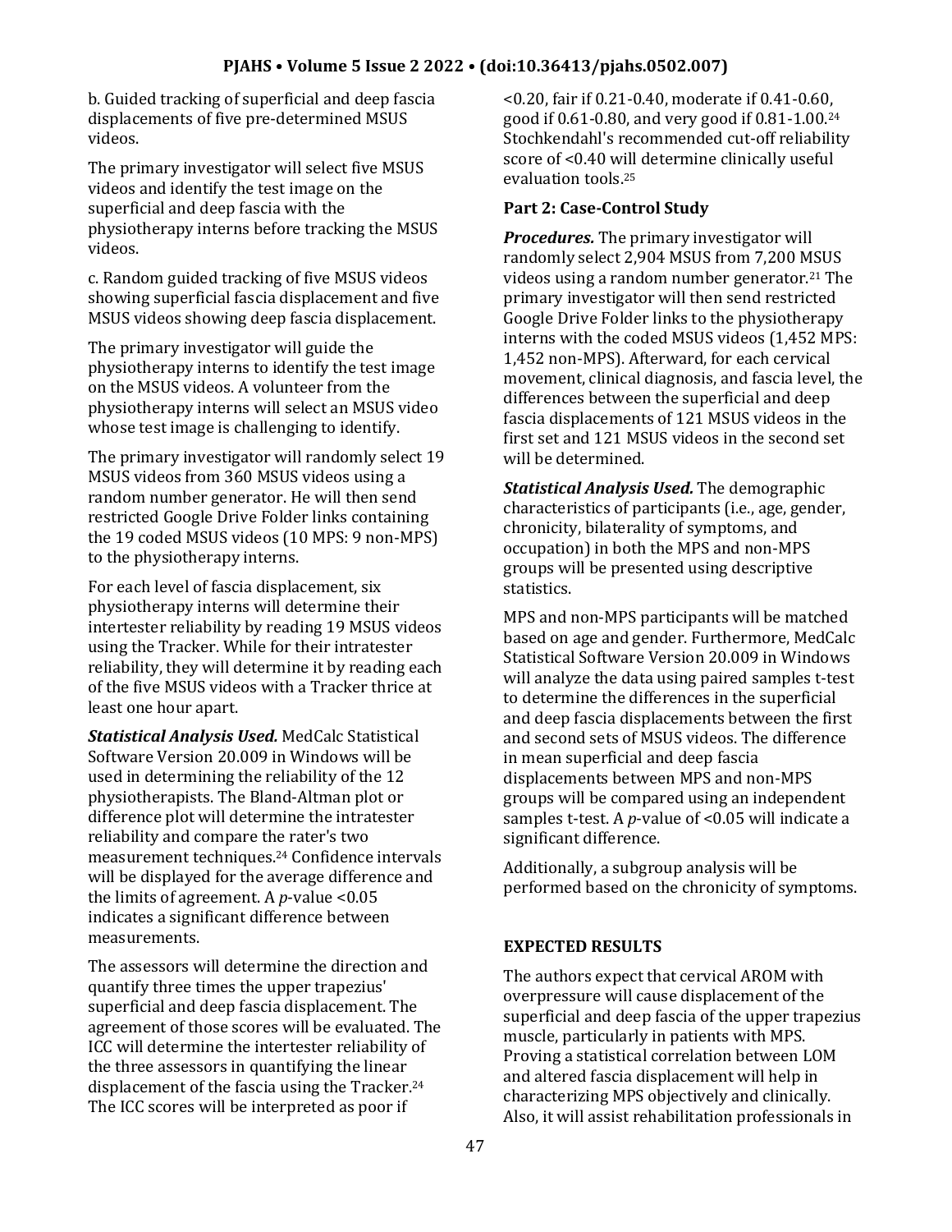b. Guided tracking of superficial and deep fascia displacements of five pre-determined MSUS videos.

The primary investigator will select five MSUS videos and identify the test image on the superficial and deep fascia with the physiotherapy interns before tracking the MSUS videos.

c. Random guided tracking of five MSUS videos showing superficial fascia displacement and five MSUS videos showing deep fascia displacement.

The primary investigator will guide the physiotherapy interns to identify the test image on the MSUS videos. A volunteer from the physiotherapy interns will select an MSUS video whose test image is challenging to identify.

The primary investigator will randomly select 19 MSUS videos from 360 MSUS videos using a random number generator. He will then send restricted Google Drive Folder links containing the 19 coded MSUS videos (10 MPS: 9 non-MPS) to the physiotherapy interns.

For each level of fascia displacement, six physiotherapy interns will determine their intertester reliability by reading 19 MSUS videos using the Tracker. While for their intratester reliability, they will determine it by reading each of the five MSUS videos with a Tracker thrice at least one hour apart.

***Statistical Analysis Used.*** MedCalc Statistical Software Version 20.009 in Windows will be used in determining the reliability of the 12 physiotherapists. The Bland-Altman plot or difference plot will determine the intratester reliability and compare the rater's two measurement techniques.[24] Confidence intervals will be displayed for the average difference and the limits of agreement. A $p$-value <0.05 indicates a significant difference between measurements.

The assessors will determine the direction and quantify three times the upper trapezius' superficial and deep fascia displacement. The agreement of those scores will be evaluated. The ICC will determine the intertester reliability of the three assessors in quantifying the linear displacement of the fascia using the Tracker.[24] The ICC scores will be interpreted as poor if <0.20, fair if 0.21-0.40, moderate if 0.41-0.60, good if 0.61-0.80, and very good if 0.81-1.00.[24] Stochkendahl's recommended cut-off reliability score of <0.40 will determine clinically useful evaluation tools.[25]

### Part 2: Case-Control Study

***Procedures.*** The primary investigator will randomly select 2,904 MSUS from 7,200 MSUS videos using a random number generator.[21] The primary investigator will then send restricted Google Drive Folder links to the physiotherapy interns with the coded MSUS videos (1,452 MPS: 1,452 non-MPS). Afterward, for each cervical movement, clinical diagnosis, and fascia level, the differences between the superficial and deep fascia displacements of 121 MSUS videos in the first set and 121 MSUS videos in the second set will be determined.

***Statistical Analysis Used.*** The demographic characteristics of participants (i.e., age, gender, chronicity, bilaterality of symptoms, and occupation) in both the MPS and non-MPS groups will be presented using descriptive statistics.

MPS and non-MPS participants will be matched based on age and gender. Furthermore, MedCalc Statistical Software Version 20.009 in Windows will analyze the data using paired samples t-test to determine the differences in the superficial and deep fascia displacements between the first and second sets of MSUS videos. The difference in mean superficial and deep fascia displacements between MPS and non-MPS groups will be compared using an independent samples t-test. A $p$-value of <0.05 will indicate a significant difference.

Additionally, a subgroup analysis will be performed based on the chronicity of symptoms.

## EXPECTED RESULTS

The authors expect that cervical AROM with overpressure will cause displacement of the superficial and deep fascia of the upper trapezius muscle, particularly in patients with MPS. Proving a statistical correlation between LOM and altered fascia displacement will help in characterizing MPS objectively and clinically. Also, it will assist rehabilitation professionals in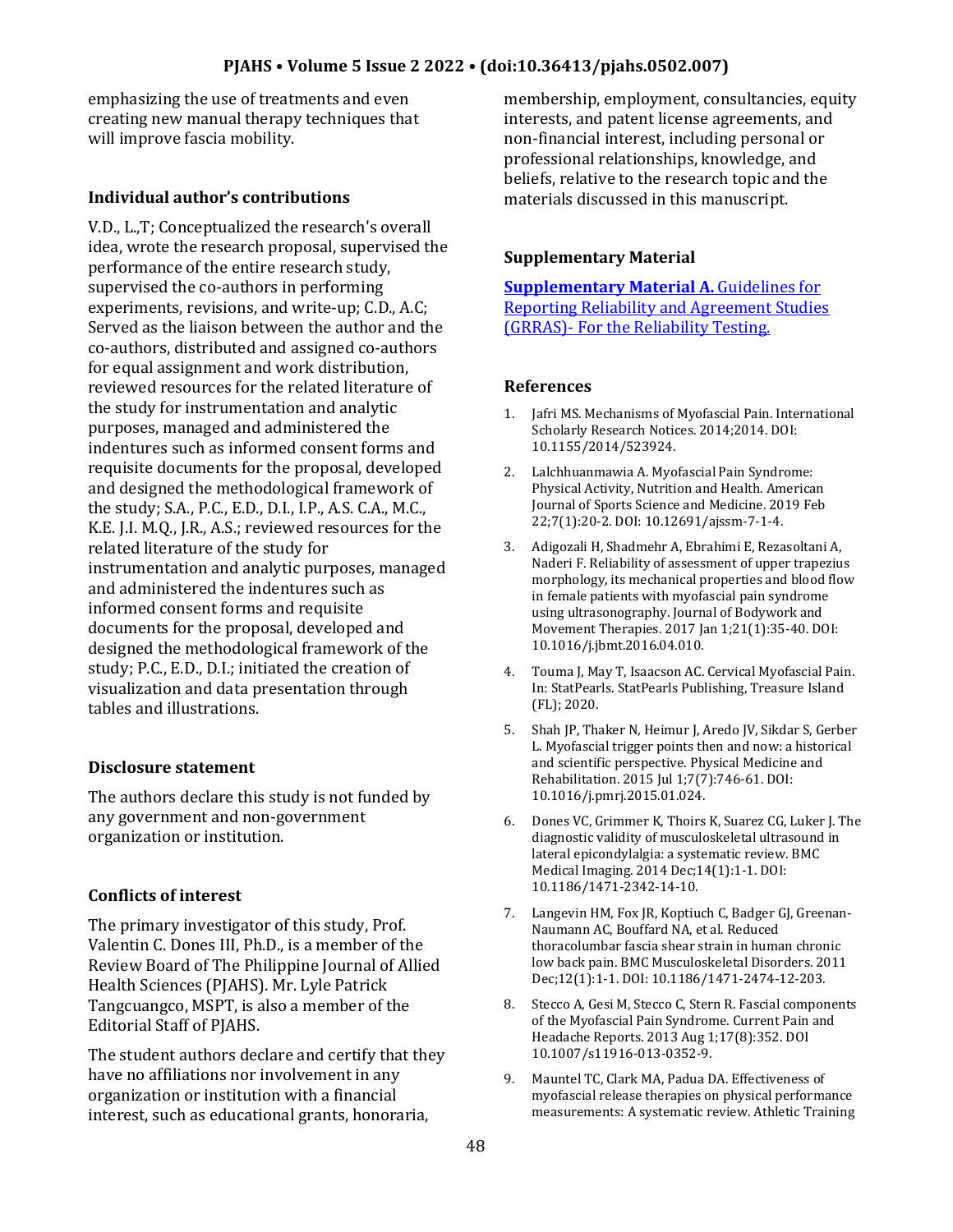emphasizing the use of treatments and even creating new manual therapy techniques that will improve fascia mobility.

### Individual author's contributions

V.D., L.,T; Conceptualized the research's overall idea, wrote the research proposal, supervised the performance of the entire research study, supervised the co-authors in performing experiments, revisions, and write-up; C.D., A.C; Served as the liaison between the author and the co-authors, distributed and assigned co-authors for equal assignment and work distribution, reviewed resources for the related literature of the study for instrumentation and analytic purposes, managed and administered the indentures such as informed consent forms and requisite documents for the proposal, developed and designed the methodological framework of the study; S.A., P.C., E.D., D.I., I.P., A.S. C.A., M.C., K.E. J.I. M.Q., J.R., A.S.; reviewed resources for the related literature of the study for instrumentation and analytic purposes, managed and administered the indentures such as informed consent forms and requisite documents for the proposal, developed and designed the methodological framework of the study; P.C., E.D., D.I.; initiated the creation of visualization and data presentation through tables and illustrations.

### Disclosure statement

The authors declare this study is not funded by any government and non-government organization or institution.

### Conflicts of interest

The primary investigator of this study, Prof. Valentin C. Dones III, Ph.D., is a member of the Review Board of The Philippine Journal of Allied Health Sciences (PJAHS). Mr. Lyle Patrick Tangcuangco, MSPT, is also a member of the Editorial Staff of PJAHS.

The student authors declare and certify that they have no affiliations nor involvement in any organization or institution with a financial interest, such as educational grants, honoraria, membership, employment, consultancies, equity interests, and patent license agreements, and non-financial interest, including personal or professional relationships, knowledge, and beliefs, relative to the research topic and the materials discussed in this manuscript.

### Supplementary Material

**Supplementary Material A.** Guidelines for Reporting Reliability and Agreement Studies (GRRAS)- For the Reliability Testing.

### References

1. Jafri MS. Mechanisms of Myofascial Pain. International Scholarly Research Notices. 2014;2014. DOI: 10.1155/2014/523924.
2. Lalchhuanmawia A. Myofascial Pain Syndrome: Physical Activity, Nutrition and Health. American Journal of Sports Science and Medicine. 2019 Feb 22;7(1):20-2. DOI: 10.12691/ajssm-7-1-4.
3. Adigozali H, Shadmehr A, Ebrahimi E, Rezasoltani A, Naderi F. Reliability of assessment of upper trapezius morphology, its mechanical properties and blood flow in female patients with myofascial pain syndrome using ultrasonography. Journal of Bodywork and Movement Therapies. 2017 Jan 1;21(1):35-40. DOI: 10.1016/j.jbmt.2016.04.010.
4. Touma J, May T, Isaacson AC. Cervical Myofascial Pain. In: StatPearls. StatPearls Publishing, Treasure Island (FL); 2020.
5. Shah JP, Thaker N, Heimur J, Aredo JV, Sikdar S, Gerber L. Myofascial trigger points then and now: a historical and scientific perspective. Physical Medicine and Rehabilitation. 2015 Jul 1;7(7):746-61. DOI: 10.1016/j.pmrj.2015.01.024.
6. Dones VC, Grimmer K, Thoirs K, Suarez CG, Luker J. The diagnostic validity of musculoskeletal ultrasound in lateral epicondylalgia: a systematic review. BMC Medical Imaging. 2014 Dec;14(1):1-1. DOI: 10.1186/1471-2342-14-10.
7. Langevin HM, Fox JR, Koptiuch C, Badger GJ, Greenan-Naumann AC, Bouffard NA, et al. Reduced thoracolumbar fascia shear strain in human chronic low back pain. BMC Musculoskeletal Disorders. 2011 Dec;12(1):1-1. DOI: 10.1186/1471-2474-12-203.
8. Stecco A, Gesi M, Stecco C, Stern R. Fascial components of the Myofascial Pain Syndrome. Current Pain and Headache Reports. 2013 Aug 1;17(8):352. DOI 10.1007/s11916-013-0352-9.
9. Mauntel TC, Clark MA, Padua DA. Effectiveness of myofascial release therapies on physical performance measurements: A systematic review. Athletic Training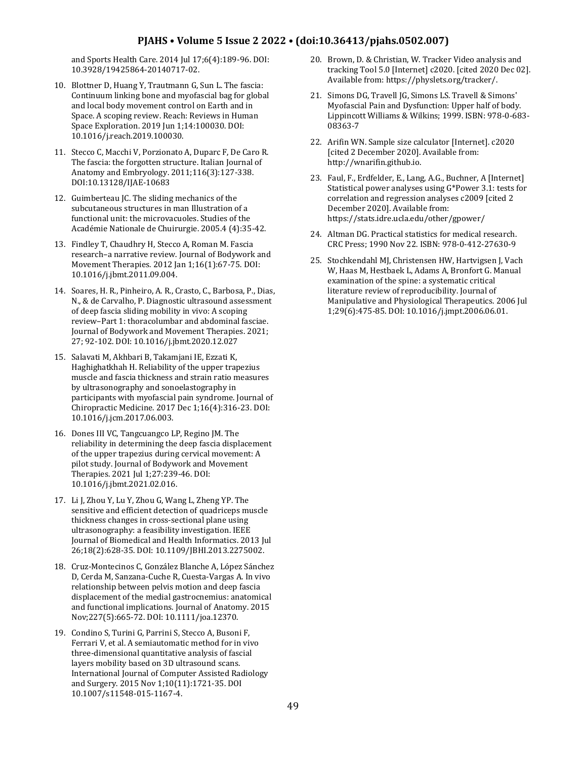and Sports Health Care. 2014 Jul 17;6(4):189-96. DOI: 10.3928/19425864-20140717-02.

10. Blottner D, Huang Y, Trautmann G, Sun L. The fascia: Continuum linking bone and myofascial bag for global and local body movement control on Earth and in Space. A scoping review. Reach: Reviews in Human Space Exploration. 2019 Jun 1;14:100030. DOI: 10.1016/j.reach.2019.100030.

11. Stecco C, Macchi V, Porzionato A, Duparc F, De Caro R. The fascia: the forgotten structure. Italian Journal of Anatomy and Embryology. 2011;116(3):127-338. DOI:10.13128/IJAE-10683

12. Guimberteau JC. The sliding mechanics of the subcutaneous structures in man Illustration of a functional unit: the microvacuoles. Studies of the Académie Nationale de Chuirurgie. 2005.4 (4):35-42.

13. Findley T, Chaudhry H, Stecco A, Roman M. Fascia research–a narrative review. Journal of Bodywork and Movement Therapies. 2012 Jan 1;16(1):67-75. DOI: 10.1016/j.jbmt.2011.09.004.

14. Soares, H. R., Pinheiro, A. R., Crasto, C., Barbosa, P., Dias, N., & de Carvalho, P. Diagnostic ultrasound assessment of deep fascia sliding mobility in vivo: A scoping review–Part 1: thoracolumbar and abdominal fasciae. Journal of Bodywork and Movement Therapies. 2021; 27; 92-102. DOI: 10.1016/j.jbmt.2020.12.027

15. Salavati M, Akhbari B, Takamjani IE, Ezzati K, Haghighatkhah H. Reliability of the upper trapezius muscle and fascia thickness and strain ratio measures by ultrasonography and sonoelastography in participants with myofascial pain syndrome. Journal of Chiropractic Medicine. 2017 Dec 1;16(4):316-23. DOI: 10.1016/j.jcm.2017.06.003.

16. Dones III VC, Tangcuangco LP, Regino JM. The reliability in determining the deep fascia displacement of the upper trapezius during cervical movement: A pilot study. Journal of Bodywork and Movement Therapies. 2021 Jul 1;27:239-46. DOI: 10.1016/j.jbmt.2021.02.016.

17. Li J, Zhou Y, Lu Y, Zhou G, Wang L, Zheng YP. The sensitive and efficient detection of quadriceps muscle thickness changes in cross-sectional plane using ultrasonography: a feasibility investigation. IEEE Journal of Biomedical and Health Informatics. 2013 Jul 26;18(2):628-35. DOI: 10.1109/JBHI.2013.2275002.

18. Cruz-Montecinos C, González Blanche A, López Sánchez D, Cerda M, Sanzana-Cuche R, Cuesta-Vargas A. In vivo relationship between pelvis motion and deep fascia displacement of the medial gastrocnemius: anatomical and functional implications. Journal of Anatomy. 2015 Nov;227(5):665-72. DOI: 10.1111/joa.12370.

19. Condino S, Turini G, Parrini S, Stecco A, Busoni F, Ferrari V, et al. A semiautomatic method for in vivo three-dimensional quantitative analysis of fascial layers mobility based on 3D ultrasound scans. International Journal of Computer Assisted Radiology and Surgery. 2015 Nov 1;10(11):1721-35. DOI 10.1007/s11548-015-1167-4.

20. Brown, D. & Christian, W. Tracker Video analysis and tracking Tool 5.0 [Internet] c2020. [cited 2020 Dec 02]. Available from: https://physlets.org/tracker/.

21. Simons DG, Travell JG, Simons LS. Travell & Simons' Myofascial Pain and Dysfunction: Upper half of body. Lippincott Williams & Wilkins; 1999. ISBN: 978-0-683-08363-7

22. Arifin WN. Sample size calculator [Internet]. c2020 [cited 2 December 2020]. Available from: http://wnarifin.github.io.

23. Faul, F., Erdfelder, E., Lang, A.G., Buchner, A [Internet] Statistical power analyses using G*Power 3.1: tests for correlation and regression analyses c2009 [cited 2 December 2020]. Available from: https://stats.idre.ucla.edu/other/gpower/

24. Altman DG. Practical statistics for medical research. CRC Press; 1990 Nov 22. ISBN: 978-0-412-27630-9

25. Stochkendahl MJ, Christensen HW, Hartvigsen J, Vach W, Haas M, Hestbaek L, Adams A, Bronfort G. Manual examination of the spine: a systematic critical literature review of reproducibility. Journal of Manipulative and Physiological Therapeutics. 2006 Jul 1;29(6):475-85. DOI: 10.1016/j.jmpt.2006.06.01.